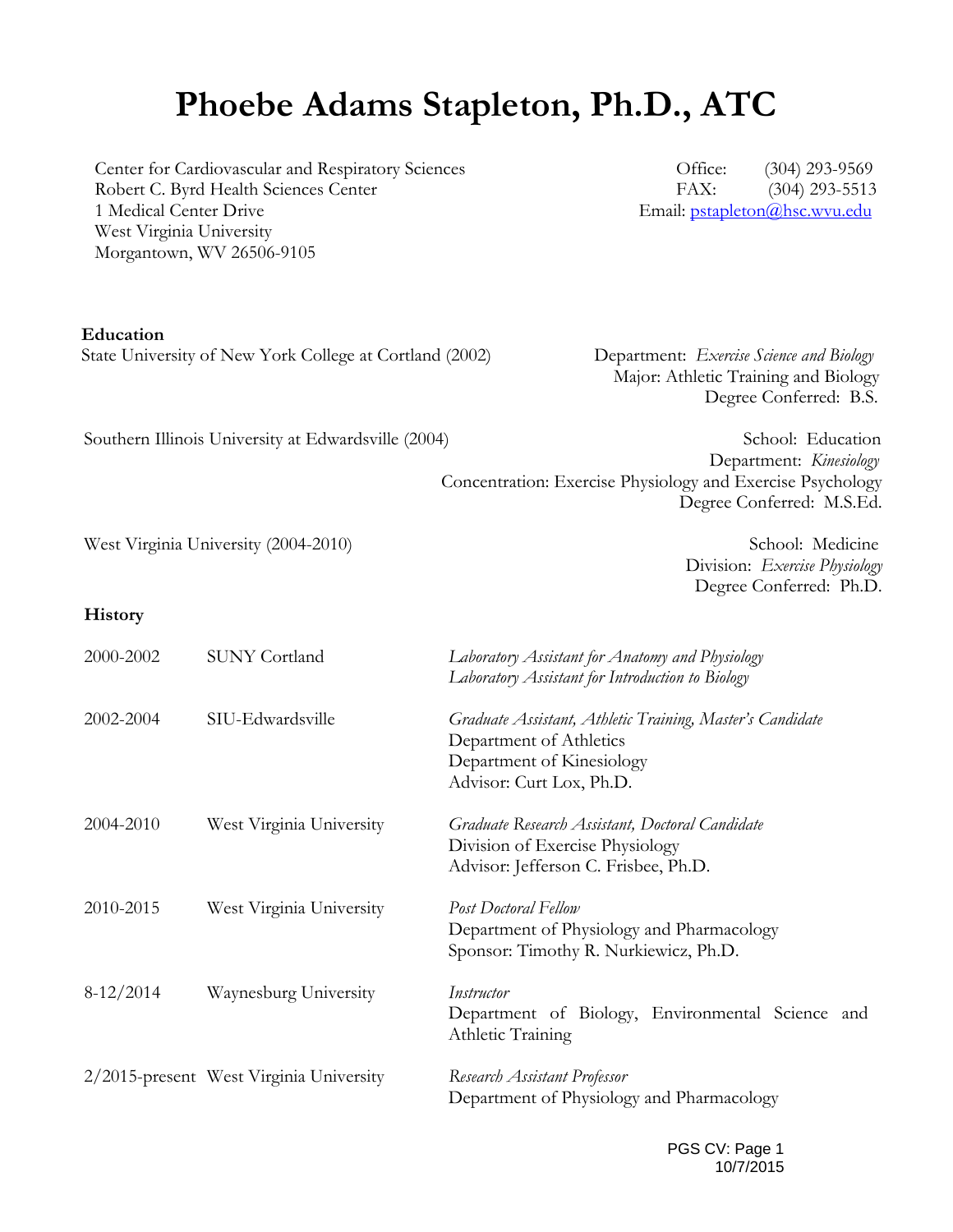# Phoebe Adams Stapleton, Ph.D., ATC

Center for Cardiovascular and Respiratory Sciences
Robert C. Byrd Health Sciences Center
1 Medical Center Drive
West Virginia University
Morgantown, WV 26506-9105

Office: (304) 293-9569
FAX: (304) 293-5513
Email: pstapleton@hsc.wvu.edu

## Education

State University of New York College at Cortland (2002)
Department: *Exercise Science and Biology*
Major: Athletic Training and Biology
Degree Conferred: B.S.

Southern Illinois University at Edwardsville (2004)
School: Education
Department: *Kinesiology*
Concentration: Exercise Physiology and Exercise Psychology
Degree Conferred: M.S.Ed.

West Virginia University (2004-2010)
School: Medicine
Division: *Exercise Physiology*
Degree Conferred: Ph.D.

## History

| | | |
|---|---|---|
| 2000-2002 | SUNY Cortland | *Laboratory Assistant for Anatomy and Physiology*<br>*Laboratory Assistant for Introduction to Biology* |
| 2002-2004 | SIU-Edwardsville | *Graduate Assistant, Athletic Training, Master's Candidate*<br>Department of Athletics<br>Department of Kinesiology<br>Advisor: Curt Lox, Ph.D. |
| 2004-2010 | West Virginia University | *Graduate Research Assistant, Doctoral Candidate*<br>Division of Exercise Physiology<br>Advisor: Jefferson C. Frisbee, Ph.D. |
| 2010-2015 | West Virginia University | *Post Doctoral Fellow*<br>Department of Physiology and Pharmacology<br>Sponsor: Timothy R. Nurkiewicz, Ph.D. |
| 8-12/2014 | Waynesburg University | *Instructor*<br>Department of Biology, Environmental Science and Athletic Training |
| 2/2015-present | West Virginia University | *Research Assistant Professor*<br>Department of Physiology and Pharmacology |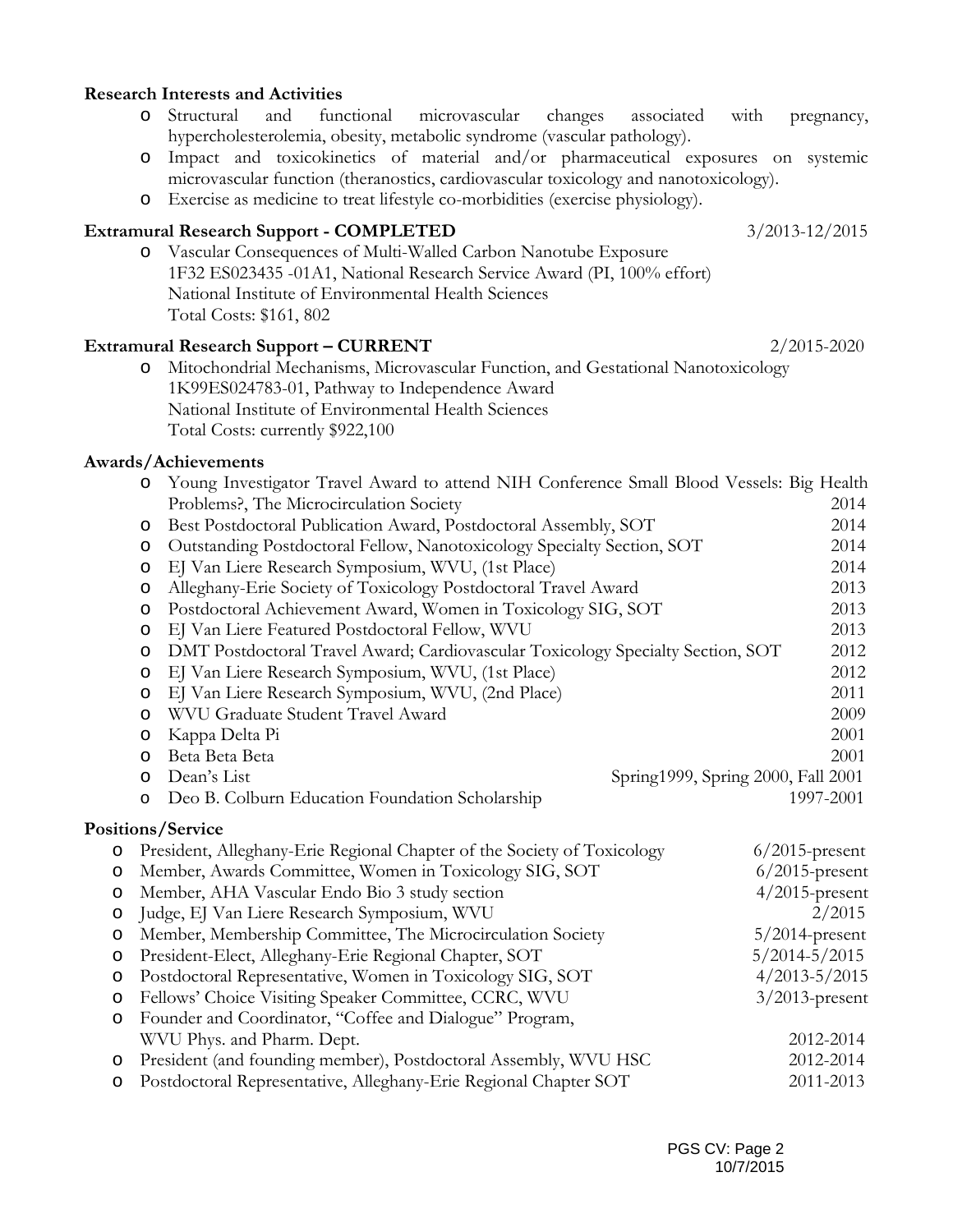**Research Interests and Activities**

- Structural and functional microvascular changes associated with pregnancy, hypercholesterolemia, obesity, metabolic syndrome (vascular pathology).
- Impact and toxicokinetics of material and/or pharmaceutical exposures on systemic microvascular function (theranostics, cardiovascular toxicology and nanotoxicology).
- Exercise as medicine to treat lifestyle co-morbidities (exercise physiology).

**Extramural Research Support - COMPLETED** 3/2013-12/2015

- Vascular Consequences of Multi-Walled Carbon Nanotube Exposure
  1F32 ES023435 -01A1, National Research Service Award (PI, 100% effort)
  National Institute of Environmental Health Sciences
  Total Costs: $161, 802

**Extramural Research Support – CURRENT** 2/2015-2020

- Mitochondrial Mechanisms, Microvascular Function, and Gestational Nanotoxicology
  1K99ES024783-01, Pathway to Independence Award
  National Institute of Environmental Health Sciences
  Total Costs: currently $922,100

**Awards/Achievements**

- Young Investigator Travel Award to attend NIH Conference Small Blood Vessels: Big Health Problems?, The Microcirculation Society 2014
- Best Postdoctoral Publication Award, Postdoctoral Assembly, SOT 2014
- Outstanding Postdoctoral Fellow, Nanotoxicology Specialty Section, SOT 2014
- EJ Van Liere Research Symposium, WVU, (1st Place) 2014
- Alleghany-Erie Society of Toxicology Postdoctoral Travel Award 2013
- Postdoctoral Achievement Award, Women in Toxicology SIG, SOT 2013
- EJ Van Liere Featured Postdoctoral Fellow, WVU 2013
- DMT Postdoctoral Travel Award; Cardiovascular Toxicology Specialty Section, SOT 2012
- EJ Van Liere Research Symposium, WVU, (1st Place) 2012
- EJ Van Liere Research Symposium, WVU, (2nd Place) 2011
- WVU Graduate Student Travel Award 2009
- Kappa Delta Pi 2001
- Beta Beta Beta 2001
- Dean's List Spring1999, Spring 2000, Fall 2001
- Deo B. Colburn Education Foundation Scholarship 1997-2001

**Positions/Service**

- President, Alleghany-Erie Regional Chapter of the Society of Toxicology 6/2015-present
- Member, Awards Committee, Women in Toxicology SIG, SOT 6/2015-present
- Member, AHA Vascular Endo Bio 3 study section 4/2015-present
- Judge, EJ Van Liere Research Symposium, WVU 2/2015
- Member, Membership Committee, The Microcirculation Society 5/2014-present
- President-Elect, Alleghany-Erie Regional Chapter, SOT 5/2014-5/2015
- Postdoctoral Representative, Women in Toxicology SIG, SOT 4/2013-5/2015
- Fellows' Choice Visiting Speaker Committee, CCRC, WVU 3/2013-present
- Founder and Coordinator, "Coffee and Dialogue" Program, WVU Phys. and Pharm. Dept. 2012-2014
- President (and founding member), Postdoctoral Assembly, WVU HSC 2012-2014
- Postdoctoral Representative, Alleghany-Erie Regional Chapter SOT 2011-2013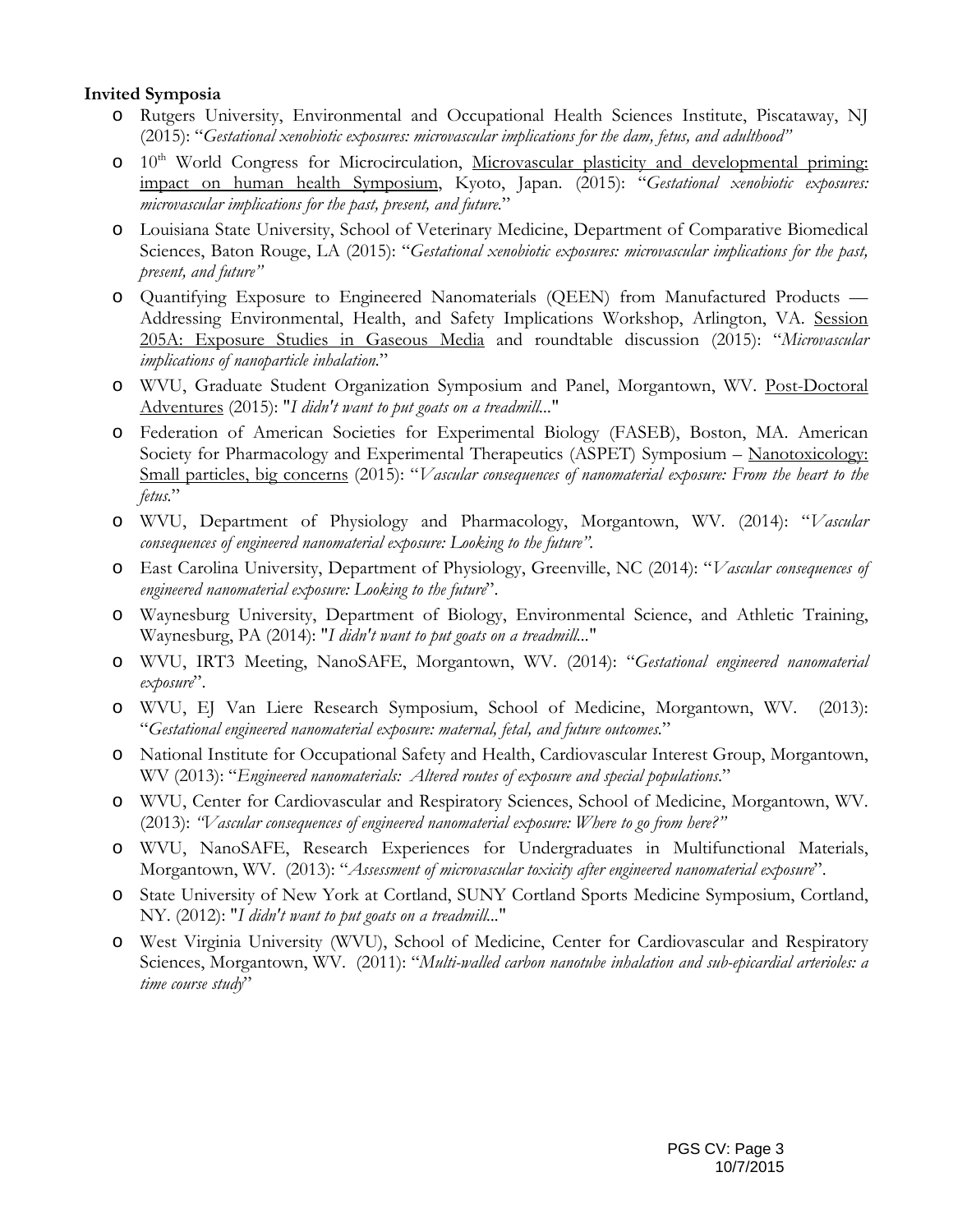**Invited Symposia**

- Rutgers University, Environmental and Occupational Health Sciences Institute, Piscataway, NJ (2015): "*Gestational xenobiotic exposures: microvascular implications for the dam, fetus, and adulthood"*
- 10th World Congress for Microcirculation, Microvascular plasticity and developmental priming: impact on human health Symposium, Kyoto, Japan. (2015): "*Gestational xenobiotic exposures: microvascular implications for the past, present, and future.*"
- Louisiana State University, School of Veterinary Medicine, Department of Comparative Biomedical Sciences, Baton Rouge, LA (2015): "*Gestational xenobiotic exposures: microvascular implications for the past, present, and future"*
- Quantifying Exposure to Engineered Nanomaterials (QEEN) from Manufactured Products — Addressing Environmental, Health, and Safety Implications Workshop, Arlington, VA. Session 205A: Exposure Studies in Gaseous Media and roundtable discussion (2015): "*Microvascular implications of nanoparticle inhalation.*"
- WVU, Graduate Student Organization Symposium and Panel, Morgantown, WV. Post-Doctoral Adventures (2015): "*I didn't want to put goats on a treadmill...*"
- Federation of American Societies for Experimental Biology (FASEB), Boston, MA. American Society for Pharmacology and Experimental Therapeutics (ASPET) Symposium – Nanotoxicology: Small particles, big concerns (2015): "*Vascular consequences of nanomaterial exposure: From the heart to the fetus.*"
- WVU, Department of Physiology and Pharmacology, Morgantown, WV. (2014): "*Vascular consequences of engineered nanomaterial exposure: Looking to the future".*
- East Carolina University, Department of Physiology, Greenville, NC (2014): "*Vascular consequences of engineered nanomaterial exposure: Looking to the future*".
- Waynesburg University, Department of Biology, Environmental Science, and Athletic Training, Waynesburg, PA (2014): "*I didn't want to put goats on a treadmill...*"
- WVU, IRT3 Meeting, NanoSAFE, Morgantown, WV. (2014): "*Gestational engineered nanomaterial exposure*".
- WVU, EJ Van Liere Research Symposium, School of Medicine, Morgantown, WV. (2013): "*Gestational engineered nanomaterial exposure: maternal, fetal, and future outcomes.*"
- National Institute for Occupational Safety and Health, Cardiovascular Interest Group, Morgantown, WV (2013): "*Engineered nanomaterials: Altered routes of exposure and special populations.*"
- WVU, Center for Cardiovascular and Respiratory Sciences, School of Medicine, Morgantown, WV. (2013): *"Vascular consequences of engineered nanomaterial exposure: Where to go from here?"*
- WVU, NanoSAFE, Research Experiences for Undergraduates in Multifunctional Materials, Morgantown, WV. (2013): "*Assessment of microvascular toxicity after engineered nanomaterial exposure*".
- State University of New York at Cortland, SUNY Cortland Sports Medicine Symposium, Cortland, NY. (2012): "*I didn't want to put goats on a treadmill...*"
- West Virginia University (WVU), School of Medicine, Center for Cardiovascular and Respiratory Sciences, Morgantown, WV. (2011): "*Multi-walled carbon nanotube inhalation and sub-epicardial arterioles: a time course study*"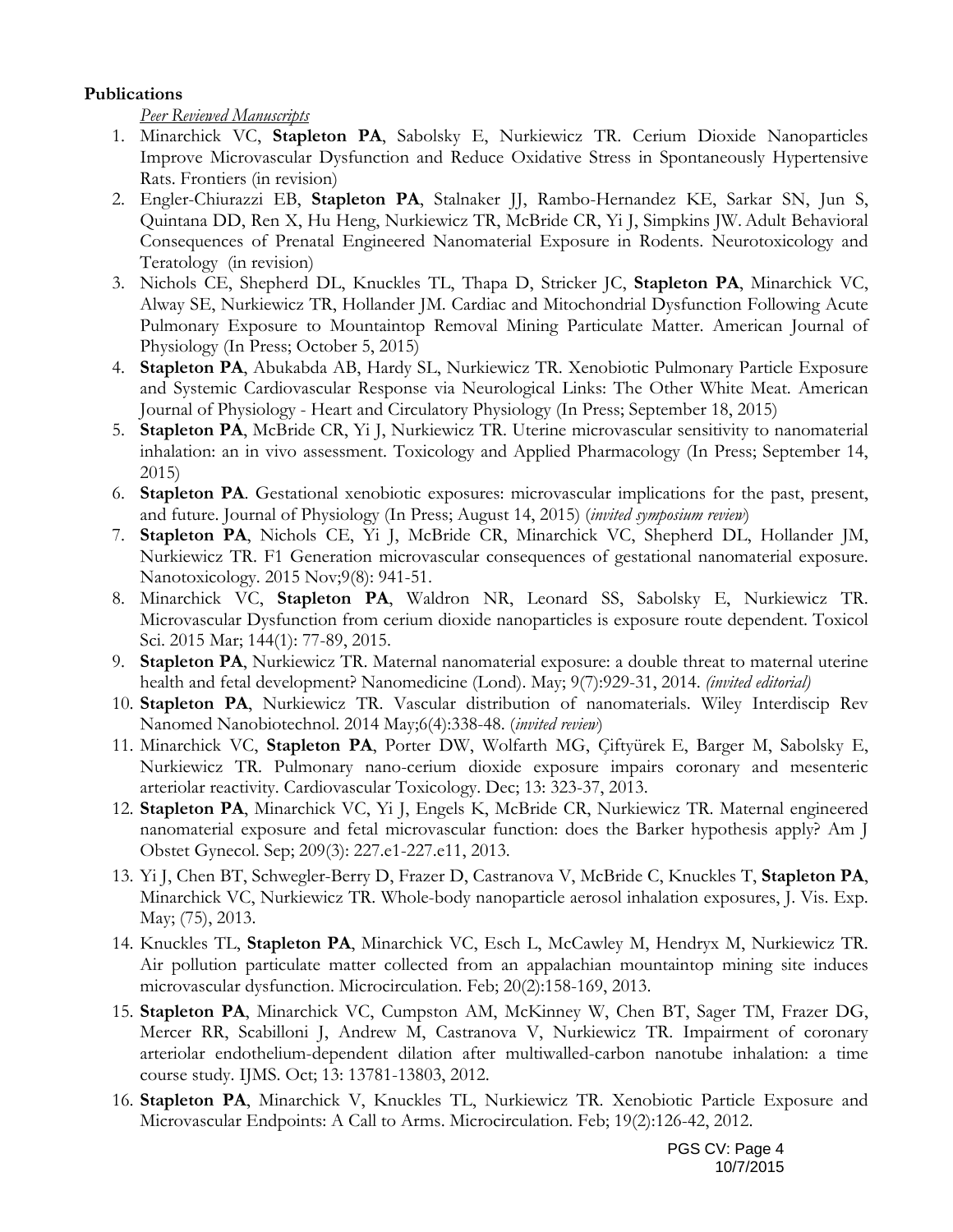**Publications**

*Peer Reviewed Manuscripts*

1. Minarchick VC, **Stapleton PA**, Sabolsky E, Nurkiewicz TR. Cerium Dioxide Nanoparticles Improve Microvascular Dysfunction and Reduce Oxidative Stress in Spontaneously Hypertensive Rats. Frontiers (in revision)
2. Engler-Chiurazzi EB, **Stapleton PA**, Stalnaker JJ, Rambo-Hernandez KE, Sarkar SN, Jun S, Quintana DD, Ren X, Hu Heng, Nurkiewicz TR, McBride CR, Yi J, Simpkins JW. Adult Behavioral Consequences of Prenatal Engineered Nanomaterial Exposure in Rodents. Neurotoxicology and Teratology (in revision)
3. Nichols CE, Shepherd DL, Knuckles TL, Thapa D, Stricker JC, **Stapleton PA**, Minarchick VC, Alway SE, Nurkiewicz TR, Hollander JM. Cardiac and Mitochondrial Dysfunction Following Acute Pulmonary Exposure to Mountaintop Removal Mining Particulate Matter. American Journal of Physiology (In Press; October 5, 2015)
4. **Stapleton PA**, Abukabda AB, Hardy SL, Nurkiewicz TR. Xenobiotic Pulmonary Particle Exposure and Systemic Cardiovascular Response via Neurological Links: The Other White Meat. American Journal of Physiology - Heart and Circulatory Physiology (In Press; September 18, 2015)
5. **Stapleton PA**, McBride CR, Yi J, Nurkiewicz TR. Uterine microvascular sensitivity to nanomaterial inhalation: an in vivo assessment. Toxicology and Applied Pharmacology (In Press; September 14, 2015)
6. **Stapleton PA**. Gestational xenobiotic exposures: microvascular implications for the past, present, and future. Journal of Physiology (In Press; August 14, 2015) (*invited symposium review*)
7. **Stapleton PA**, Nichols CE, Yi J, McBride CR, Minarchick VC, Shepherd DL, Hollander JM, Nurkiewicz TR. F1 Generation microvascular consequences of gestational nanomaterial exposure. Nanotoxicology. 2015 Nov;9(8): 941-51.
8. Minarchick VC, **Stapleton PA**, Waldron NR, Leonard SS, Sabolsky E, Nurkiewicz TR. Microvascular Dysfunction from cerium dioxide nanoparticles is exposure route dependent. Toxicol Sci. 2015 Mar; 144(1): 77-89, 2015.
9. **Stapleton PA**, Nurkiewicz TR. Maternal nanomaterial exposure: a double threat to maternal uterine health and fetal development? Nanomedicine (Lond). May; 9(7):929-31, 2014. *(invited editorial)*
10. **Stapleton PA**, Nurkiewicz TR. Vascular distribution of nanomaterials. Wiley Interdiscip Rev Nanomed Nanobiotechnol. 2014 May;6(4):338-48. (*invited review*)
11. Minarchick VC, **Stapleton PA**, Porter DW, Wolfarth MG, Çiftyürek E, Barger M, Sabolsky E, Nurkiewicz TR. Pulmonary nano-cerium dioxide exposure impairs coronary and mesenteric arteriolar reactivity. Cardiovascular Toxicology. Dec; 13: 323-37, 2013.
12. **Stapleton PA**, Minarchick VC, Yi J, Engels K, McBride CR, Nurkiewicz TR. Maternal engineered nanomaterial exposure and fetal microvascular function: does the Barker hypothesis apply? Am J Obstet Gynecol. Sep; 209(3): 227.e1-227.e11, 2013.
13. Yi J, Chen BT, Schwegler-Berry D, Frazer D, Castranova V, McBride C, Knuckles T, **Stapleton PA**, Minarchick VC, Nurkiewicz TR. Whole-body nanoparticle aerosol inhalation exposures, J. Vis. Exp. May; (75), 2013.
14. Knuckles TL, **Stapleton PA**, Minarchick VC, Esch L, McCawley M, Hendryx M, Nurkiewicz TR. Air pollution particulate matter collected from an appalachian mountaintop mining site induces microvascular dysfunction. Microcirculation. Feb; 20(2):158-169, 2013.
15. **Stapleton PA**, Minarchick VC, Cumpston AM, McKinney W, Chen BT, Sager TM, Frazer DG, Mercer RR, Scabilloni J, Andrew M, Castranova V, Nurkiewicz TR. Impairment of coronary arteriolar endothelium-dependent dilation after multiwalled-carbon nanotube inhalation: a time course study. IJMS. Oct; 13: 13781-13803, 2012.
16. **Stapleton PA**, Minarchick V, Knuckles TL, Nurkiewicz TR. Xenobiotic Particle Exposure and Microvascular Endpoints: A Call to Arms. Microcirculation. Feb; 19(2):126-42, 2012.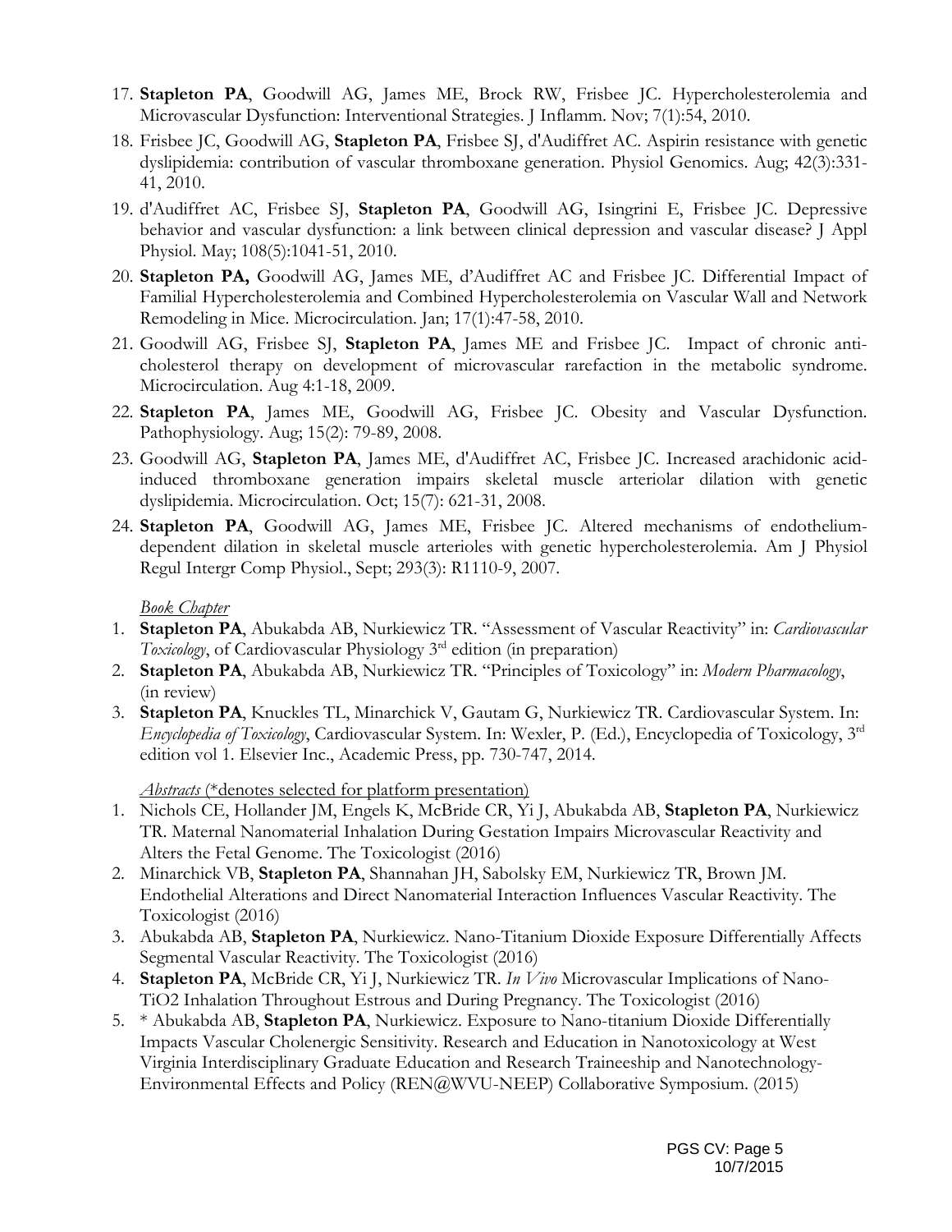17. **Stapleton PA**, Goodwill AG, James ME, Brock RW, Frisbee JC. Hypercholesterolemia and Microvascular Dysfunction: Interventional Strategies. J Inflamm. Nov; 7(1):54, 2010.
18. Frisbee JC, Goodwill AG, **Stapleton PA**, Frisbee SJ, d'Audiffret AC. Aspirin resistance with genetic dyslipidemia: contribution of vascular thromboxane generation. Physiol Genomics. Aug; 42(3):331-41, 2010.
19. d'Audiffret AC, Frisbee SJ, **Stapleton PA**, Goodwill AG, Isingrini E, Frisbee JC. Depressive behavior and vascular dysfunction: a link between clinical depression and vascular disease? J Appl Physiol. May; 108(5):1041-51, 2010.
20. **Stapleton PA,** Goodwill AG, James ME, d'Audiffret AC and Frisbee JC. Differential Impact of Familial Hypercholesterolemia and Combined Hypercholesterolemia on Vascular Wall and Network Remodeling in Mice. Microcirculation. Jan; 17(1):47-58, 2010.
21. Goodwill AG, Frisbee SJ, **Stapleton PA**, James ME and Frisbee JC. Impact of chronic anti-cholesterol therapy on development of microvascular rarefaction in the metabolic syndrome. Microcirculation. Aug 4:1-18, 2009.
22. **Stapleton PA**, James ME, Goodwill AG, Frisbee JC. Obesity and Vascular Dysfunction. Pathophysiology. Aug; 15(2): 79-89, 2008.
23. Goodwill AG, **Stapleton PA**, James ME, d'Audiffret AC, Frisbee JC. Increased arachidonic acid-induced thromboxane generation impairs skeletal muscle arteriolar dilation with genetic dyslipidemia. Microcirculation. Oct; 15(7): 621-31, 2008.
24. **Stapleton PA**, Goodwill AG, James ME, Frisbee JC. Altered mechanisms of endothelium-dependent dilation in skeletal muscle arterioles with genetic hypercholesterolemia. Am J Physiol Regul Intergr Comp Physiol., Sept; 293(3): R1110-9, 2007.

*Book Chapter*

1. **Stapleton PA**, Abukabda AB, Nurkiewicz TR. "Assessment of Vascular Reactivity" in: *Cardiovascular Toxicology*, of Cardiovascular Physiology 3rd edition (in preparation)
2. **Stapleton PA**, Abukabda AB, Nurkiewicz TR. "Principles of Toxicology" in: *Modern Pharmacology*, (in review)
3. **Stapleton PA**, Knuckles TL, Minarchick V, Gautam G, Nurkiewicz TR. Cardiovascular System. In: *Encyclopedia of Toxicology*, Cardiovascular System. In: Wexler, P. (Ed.), Encyclopedia of Toxicology, 3rd edition vol 1. Elsevier Inc., Academic Press, pp. 730-747, 2014.

*Abstracts* (*denotes selected for platform presentation)

1. Nichols CE, Hollander JM, Engels K, McBride CR, Yi J, Abukabda AB, **Stapleton PA**, Nurkiewicz TR. Maternal Nanomaterial Inhalation During Gestation Impairs Microvascular Reactivity and Alters the Fetal Genome. The Toxicologist (2016)
2. Minarchick VB, **Stapleton PA**, Shannahan JH, Sabolsky EM, Nurkiewicz TR, Brown JM. Endothelial Alterations and Direct Nanomaterial Interaction Influences Vascular Reactivity. The Toxicologist (2016)
3. Abukabda AB, **Stapleton PA**, Nurkiewicz. Nano-Titanium Dioxide Exposure Differentially Affects Segmental Vascular Reactivity. The Toxicologist (2016)
4. **Stapleton PA**, McBride CR, Yi J, Nurkiewicz TR. *In Vivo* Microvascular Implications of Nano-TiO2 Inhalation Throughout Estrous and During Pregnancy. The Toxicologist (2016)
5. * Abukabda AB, **Stapleton PA**, Nurkiewicz. Exposure to Nano-titanium Dioxide Differentially Impacts Vascular Cholenergic Sensitivity. Research and Education in Nanotoxicology at West Virginia Interdisciplinary Graduate Education and Research Traineeship and Nanotechnology-Environmental Effects and Policy (REN@WVU-NEEP) Collaborative Symposium. (2015)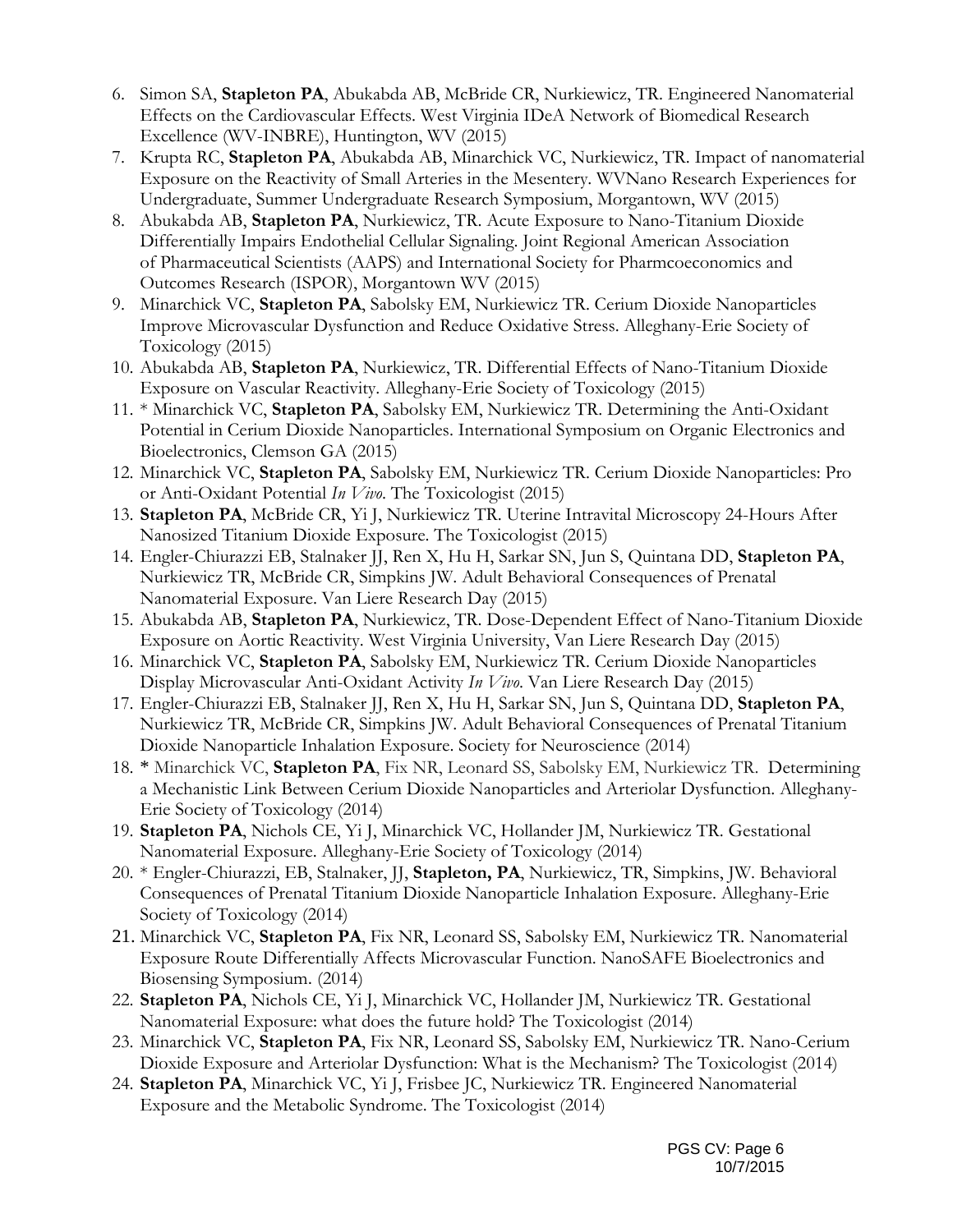6. Simon SA, **Stapleton PA**, Abukabda AB, McBride CR, Nurkiewicz, TR. Engineered Nanomaterial Effects on the Cardiovascular Effects. West Virginia IDeA Network of Biomedical Research Excellence (WV-INBRE), Huntington, WV (2015)
7. Krupta RC, **Stapleton PA**, Abukabda AB, Minarchick VC, Nurkiewicz, TR. Impact of nanomaterial Exposure on the Reactivity of Small Arteries in the Mesentery. WVNano Research Experiences for Undergraduate, Summer Undergraduate Research Symposium, Morgantown, WV (2015)
8. Abukabda AB, **Stapleton PA**, Nurkiewicz, TR. Acute Exposure to Nano-Titanium Dioxide Differentially Impairs Endothelial Cellular Signaling. Joint Regional American Association of Pharmaceutical Scientists (AAPS) and International Society for Pharmcoeconomics and Outcomes Research (ISPOR), Morgantown WV (2015)
9. Minarchick VC, **Stapleton PA**, Sabolsky EM, Nurkiewicz TR. Cerium Dioxide Nanoparticles Improve Microvascular Dysfunction and Reduce Oxidative Stress. Alleghany-Erie Society of Toxicology (2015)
10. Abukabda AB, **Stapleton PA**, Nurkiewicz, TR. Differential Effects of Nano-Titanium Dioxide Exposure on Vascular Reactivity. Alleghany-Erie Society of Toxicology (2015)
11. * Minarchick VC, **Stapleton PA**, Sabolsky EM, Nurkiewicz TR. Determining the Anti-Oxidant Potential in Cerium Dioxide Nanoparticles. International Symposium on Organic Electronics and Bioelectronics, Clemson GA (2015)
12. Minarchick VC, **Stapleton PA**, Sabolsky EM, Nurkiewicz TR. Cerium Dioxide Nanoparticles: Pro or Anti-Oxidant Potential *In Vivo*. The Toxicologist (2015)
13. **Stapleton PA**, McBride CR, Yi J, Nurkiewicz TR. Uterine Intravital Microscopy 24-Hours After Nanosized Titanium Dioxide Exposure. The Toxicologist (2015)
14. Engler-Chiurazzi EB, Stalnaker JJ, Ren X, Hu H, Sarkar SN, Jun S, Quintana DD, **Stapleton PA**, Nurkiewicz TR, McBride CR, Simpkins JW. Adult Behavioral Consequences of Prenatal Nanomaterial Exposure. Van Liere Research Day (2015)
15. Abukabda AB, **Stapleton PA**, Nurkiewicz, TR. Dose-Dependent Effect of Nano-Titanium Dioxide Exposure on Aortic Reactivity. West Virginia University, Van Liere Research Day (2015)
16. Minarchick VC, **Stapleton PA**, Sabolsky EM, Nurkiewicz TR. Cerium Dioxide Nanoparticles Display Microvascular Anti-Oxidant Activity *In Vivo*. Van Liere Research Day (2015)
17. Engler-Chiurazzi EB, Stalnaker JJ, Ren X, Hu H, Sarkar SN, Jun S, Quintana DD, **Stapleton PA**, Nurkiewicz TR, McBride CR, Simpkins JW. Adult Behavioral Consequences of Prenatal Titanium Dioxide Nanoparticle Inhalation Exposure. Society for Neuroscience (2014)
18. * Minarchick VC, **Stapleton PA**, Fix NR, Leonard SS, Sabolsky EM, Nurkiewicz TR. Determining a Mechanistic Link Between Cerium Dioxide Nanoparticles and Arteriolar Dysfunction. Alleghany-Erie Society of Toxicology (2014)
19. **Stapleton PA**, Nichols CE, Yi J, Minarchick VC, Hollander JM, Nurkiewicz TR. Gestational Nanomaterial Exposure. Alleghany-Erie Society of Toxicology (2014)
20. * Engler-Chiurazzi, EB, Stalnaker, JJ, **Stapleton, PA**, Nurkiewicz, TR, Simpkins, JW. Behavioral Consequences of Prenatal Titanium Dioxide Nanoparticle Inhalation Exposure. Alleghany-Erie Society of Toxicology (2014)
21. Minarchick VC, **Stapleton PA**, Fix NR, Leonard SS, Sabolsky EM, Nurkiewicz TR. Nanomaterial Exposure Route Differentially Affects Microvascular Function. NanoSAFE Bioelectronics and Biosensing Symposium. (2014)
22. **Stapleton PA**, Nichols CE, Yi J, Minarchick VC, Hollander JM, Nurkiewicz TR. Gestational Nanomaterial Exposure: what does the future hold? The Toxicologist (2014)
23. Minarchick VC, **Stapleton PA**, Fix NR, Leonard SS, Sabolsky EM, Nurkiewicz TR. Nano-Cerium Dioxide Exposure and Arteriolar Dysfunction: What is the Mechanism? The Toxicologist (2014)
24. **Stapleton PA**, Minarchick VC, Yi J, Frisbee JC, Nurkiewicz TR. Engineered Nanomaterial Exposure and the Metabolic Syndrome. The Toxicologist (2014)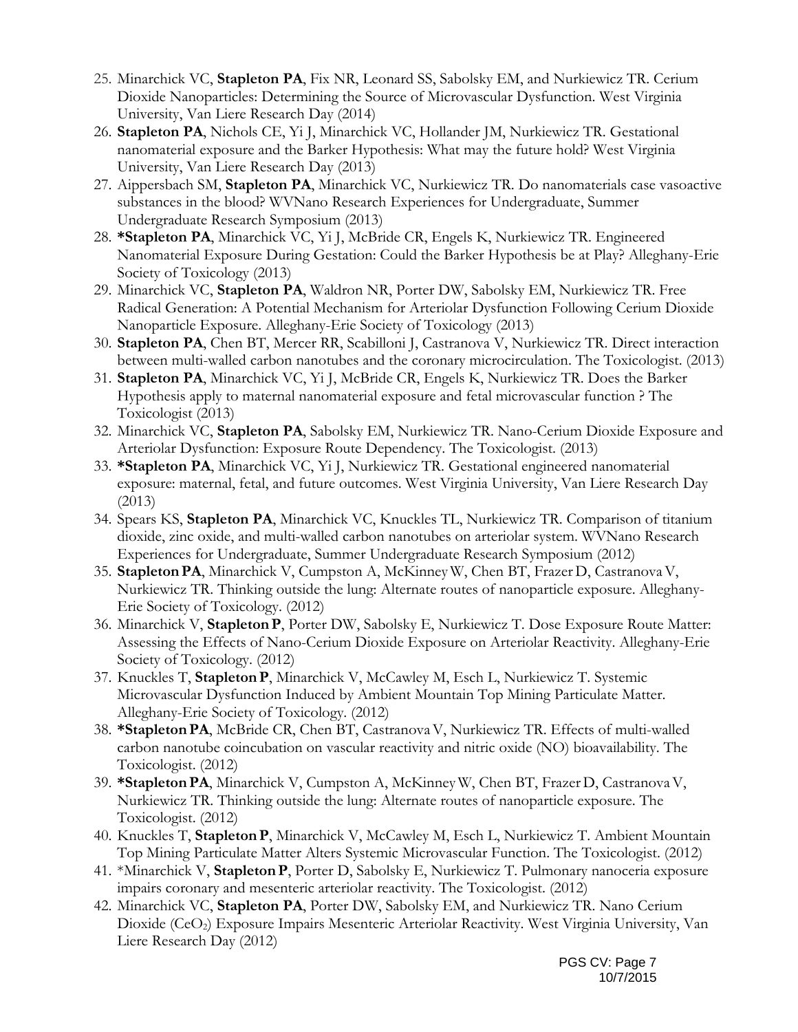25. Minarchick VC, **Stapleton PA**, Fix NR, Leonard SS, Sabolsky EM, and Nurkiewicz TR. Cerium Dioxide Nanoparticles: Determining the Source of Microvascular Dysfunction. West Virginia University, Van Liere Research Day (2014)
26. **Stapleton PA**, Nichols CE, Yi J, Minarchick VC, Hollander JM, Nurkiewicz TR. Gestational nanomaterial exposure and the Barker Hypothesis: What may the future hold? West Virginia University, Van Liere Research Day (2013)
27. Aippersbach SM, **Stapleton PA**, Minarchick VC, Nurkiewicz TR. Do nanomaterials case vasoactive substances in the blood? WVNano Research Experiences for Undergraduate, Summer Undergraduate Research Symposium (2013)
28. ***Stapleton PA**, Minarchick VC, Yi J, McBride CR, Engels K, Nurkiewicz TR. Engineered Nanomaterial Exposure During Gestation: Could the Barker Hypothesis be at Play? Alleghany-Erie Society of Toxicology (2013)
29. Minarchick VC, **Stapleton PA**, Waldron NR, Porter DW, Sabolsky EM, Nurkiewicz TR. Free Radical Generation: A Potential Mechanism for Arteriolar Dysfunction Following Cerium Dioxide Nanoparticle Exposure. Alleghany-Erie Society of Toxicology (2013)
30. **Stapleton PA**, Chen BT, Mercer RR, Scabilloni J, Castranova V, Nurkiewicz TR. Direct interaction between multi-walled carbon nanotubes and the coronary microcirculation. The Toxicologist. (2013)
31. **Stapleton PA**, Minarchick VC, Yi J, McBride CR, Engels K, Nurkiewicz TR. Does the Barker Hypothesis apply to maternal nanomaterial exposure and fetal microvascular function ? The Toxicologist (2013)
32. Minarchick VC, **Stapleton PA**, Sabolsky EM, Nurkiewicz TR. Nano-Cerium Dioxide Exposure and Arteriolar Dysfunction: Exposure Route Dependency. The Toxicologist. (2013)
33. ***Stapleton PA**, Minarchick VC, Yi J, Nurkiewicz TR. Gestational engineered nanomaterial exposure: maternal, fetal, and future outcomes. West Virginia University, Van Liere Research Day (2013)
34. Spears KS, **Stapleton PA**, Minarchick VC, Knuckles TL, Nurkiewicz TR. Comparison of titanium dioxide, zinc oxide, and multi-walled carbon nanotubes on arteriolar system. WVNano Research Experiences for Undergraduate, Summer Undergraduate Research Symposium (2012)
35. **Stapleton PA**, Minarchick V, Cumpston A, McKinney W, Chen BT, Frazer D, Castranova V, Nurkiewicz TR. Thinking outside the lung: Alternate routes of nanoparticle exposure. Alleghany-Erie Society of Toxicology. (2012)
36. Minarchick V, **Stapleton P**, Porter DW, Sabolsky E, Nurkiewicz T. Dose Exposure Route Matter: Assessing the Effects of Nano-Cerium Dioxide Exposure on Arteriolar Reactivity. Alleghany-Erie Society of Toxicology. (2012)
37. Knuckles T, **Stapleton P**, Minarchick V, McCawley M, Esch L, Nurkiewicz T. Systemic Microvascular Dysfunction Induced by Ambient Mountain Top Mining Particulate Matter. Alleghany-Erie Society of Toxicology. (2012)
38. ***Stapleton PA**, McBride CR, Chen BT, Castranova V, Nurkiewicz TR. Effects of multi-walled carbon nanotube coincubation on vascular reactivity and nitric oxide (NO) bioavailability. The Toxicologist. (2012)
39. ***Stapleton PA**, Minarchick V, Cumpston A, McKinney W, Chen BT, Frazer D, Castranova V, Nurkiewicz TR. Thinking outside the lung: Alternate routes of nanoparticle exposure. The Toxicologist. (2012)
40. Knuckles T, **Stapleton P**, Minarchick V, McCawley M, Esch L, Nurkiewicz T. Ambient Mountain Top Mining Particulate Matter Alters Systemic Microvascular Function. The Toxicologist. (2012)
41. *Minarchick V, **Stapleton P**, Porter D, Sabolsky E, Nurkiewicz T. Pulmonary nanoceria exposure impairs coronary and mesenteric arteriolar reactivity. The Toxicologist. (2012)
42. Minarchick VC, **Stapleton PA**, Porter DW, Sabolsky EM, and Nurkiewicz TR. Nano Cerium Dioxide ($CeO_2$) Exposure Impairs Mesenteric Arteriolar Reactivity. West Virginia University, Van Liere Research Day (2012)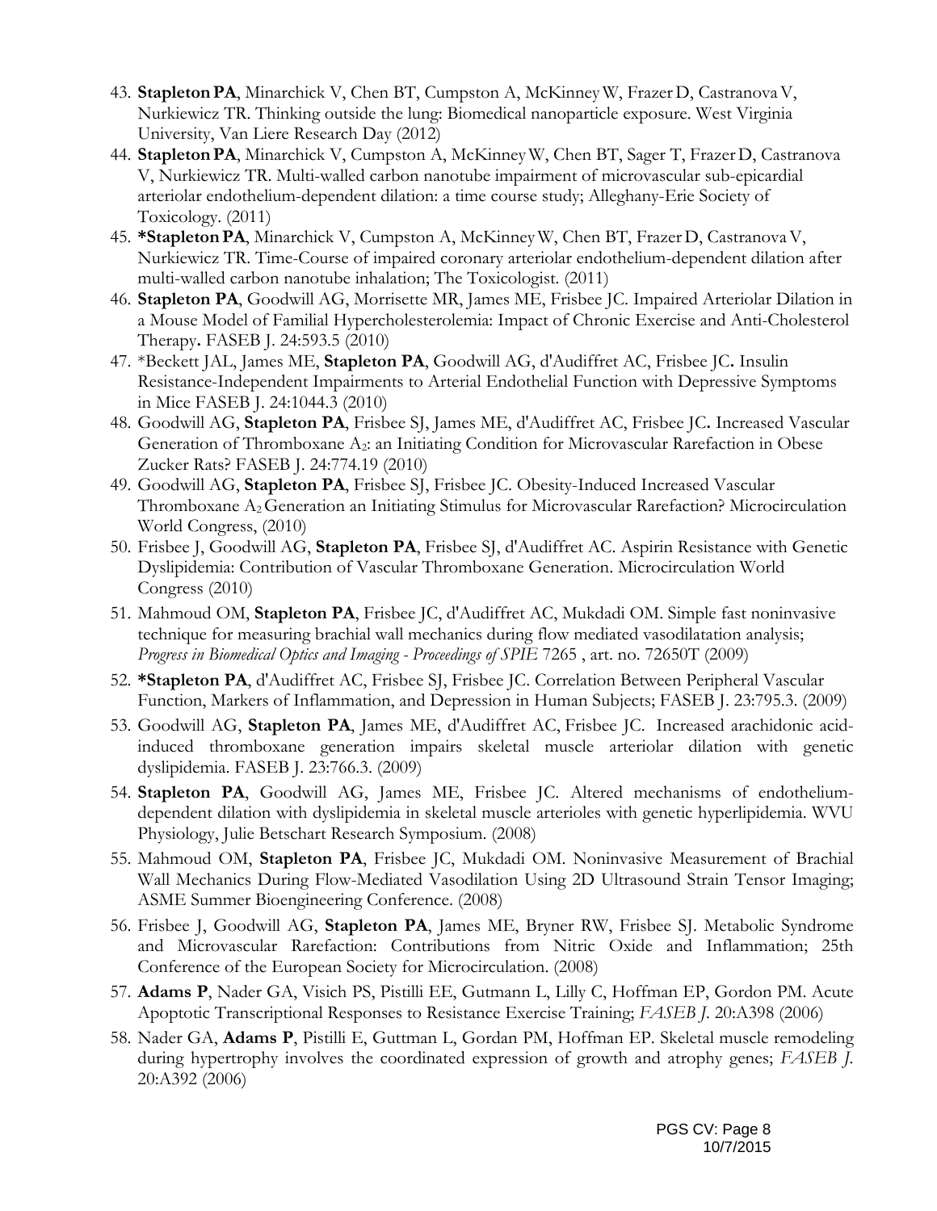43. **Stapleton PA**, Minarchick V, Chen BT, Cumpston A, McKinney W, Frazer D, Castranova V, Nurkiewicz TR. Thinking outside the lung: Biomedical nanoparticle exposure. West Virginia University, Van Liere Research Day (2012)
44. **Stapleton PA**, Minarchick V, Cumpston A, McKinney W, Chen BT, Sager T, Frazer D, Castranova V, Nurkiewicz TR. Multi-walled carbon nanotube impairment of microvascular sub-epicardial arteriolar endothelium-dependent dilation: a time course study; Alleghany-Erie Society of Toxicology. (2011)
45. **\*Stapleton PA**, Minarchick V, Cumpston A, McKinney W, Chen BT, Frazer D, Castranova V, Nurkiewicz TR. Time-Course of impaired coronary arteriolar endothelium-dependent dilation after multi-walled carbon nanotube inhalation; The Toxicologist. (2011)
46. **Stapleton PA**, Goodwill AG, Morrisette MR, James ME, Frisbee JC. Impaired Arteriolar Dilation in a Mouse Model of Familial Hypercholesterolemia: Impact of Chronic Exercise and Anti-Cholesterol Therapy**.** FASEB J. 24:593.5 (2010)
47. \*Beckett JAL, James ME, **Stapleton PA**, Goodwill AG, d'Audiffret AC, Frisbee JC**.** Insulin Resistance-Independent Impairments to Arterial Endothelial Function with Depressive Symptoms in Mice FASEB J. 24:1044.3 (2010)
48. Goodwill AG, **Stapleton PA**, Frisbee SJ, James ME, d'Audiffret AC, Frisbee JC**.** Increased Vascular Generation of Thromboxane $A_2$: an Initiating Condition for Microvascular Rarefaction in Obese Zucker Rats? FASEB J. 24:774.19 (2010)
49. Goodwill AG, **Stapleton PA**, Frisbee SJ, Frisbee JC. Obesity-Induced Increased Vascular Thromboxane $A_2$ Generation an Initiating Stimulus for Microvascular Rarefaction? Microcirculation World Congress, (2010)
50. Frisbee J, Goodwill AG, **Stapleton PA**, Frisbee SJ, d'Audiffret AC. Aspirin Resistance with Genetic Dyslipidemia: Contribution of Vascular Thromboxane Generation. Microcirculation World Congress (2010)
51. Mahmoud OM, **Stapleton PA**, Frisbee JC, d'Audiffret AC, Mukdadi OM. Simple fast noninvasive technique for measuring brachial wall mechanics during flow mediated vasodilatation analysis; *Progress in Biomedical Optics and Imaging - Proceedings of SPIE* 7265 , art. no. 72650T (2009)
52. **\*Stapleton PA**, d'Audiffret AC, Frisbee SJ, Frisbee JC. Correlation Between Peripheral Vascular Function, Markers of Inflammation, and Depression in Human Subjects; FASEB J. 23:795.3. (2009)
53. Goodwill AG, **Stapleton PA**, James ME, d'Audiffret AC, Frisbee JC. Increased arachidonic acid-induced thromboxane generation impairs skeletal muscle arteriolar dilation with genetic dyslipidemia. FASEB J. 23:766.3. (2009)
54. **Stapleton PA**, Goodwill AG, James ME, Frisbee JC. Altered mechanisms of endothelium-dependent dilation with dyslipidemia in skeletal muscle arterioles with genetic hyperlipidemia. WVU Physiology, Julie Betschart Research Symposium. (2008)
55. Mahmoud OM, **Stapleton PA**, Frisbee JC, Mukdadi OM. Noninvasive Measurement of Brachial Wall Mechanics During Flow-Mediated Vasodilation Using 2D Ultrasound Strain Tensor Imaging; ASME Summer Bioengineering Conference. (2008)
56. Frisbee J, Goodwill AG, **Stapleton PA**, James ME, Bryner RW, Frisbee SJ. Metabolic Syndrome and Microvascular Rarefaction: Contributions from Nitric Oxide and Inflammation; 25th Conference of the European Society for Microcirculation. (2008)
57. **Adams P**, Nader GA, Visich PS, Pistilli EE, Gutmann L, Lilly C, Hoffman EP, Gordon PM. Acute Apoptotic Transcriptional Responses to Resistance Exercise Training; *FASEB J.* 20:A398 (2006)
58. Nader GA, **Adams P**, Pistilli E, Guttman L, Gordan PM, Hoffman EP. Skeletal muscle remodeling during hypertrophy involves the coordinated expression of growth and atrophy genes; *FASEB J.* 20:A392 (2006)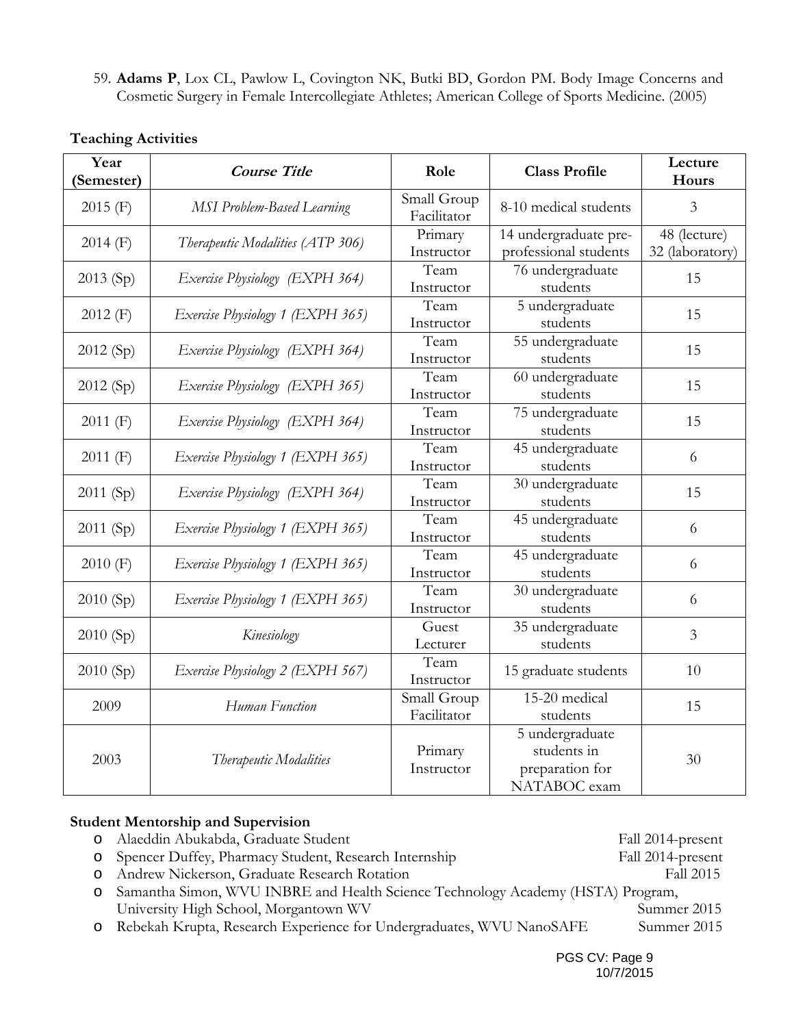59. **Adams P**, Lox CL, Pawlow L, Covington NK, Butki BD, Gordon PM. Body Image Concerns and Cosmetic Surgery in Female Intercollegiate Athletes; American College of Sports Medicine. (2005)

**Teaching Activities**

| Year (Semester) | *Course Title* | Role | Class Profile | Lecture Hours |
|---|---|---|---|---|
| 2015 (F) | *MSI Problem-Based Learning* | Small Group Facilitator | 8-10 medical students | 3 |
| 2014 (F) | *Therapeutic Modalities (ATP 306)* | Primary Instructor | 14 undergraduate pre-professional students | 48 (lecture) 32 (laboratory) |
| 2013 (Sp) | *Exercise Physiology (EXPH 364)* | Team Instructor | 76 undergraduate students | 15 |
| 2012 (F) | *Exercise Physiology 1 (EXPH 365)* | Team Instructor | 5 undergraduate students | 15 |
| 2012 (Sp) | *Exercise Physiology (EXPH 364)* | Team Instructor | 55 undergraduate students | 15 |
| 2012 (Sp) | *Exercise Physiology (EXPH 365)* | Team Instructor | 60 undergraduate students | 15 |
| 2011 (F) | *Exercise Physiology (EXPH 364)* | Team Instructor | 75 undergraduate students | 15 |
| 2011 (F) | *Exercise Physiology 1 (EXPH 365)* | Team Instructor | 45 undergraduate students | 6 |
| 2011 (Sp) | *Exercise Physiology (EXPH 364)* | Team Instructor | 30 undergraduate students | 15 |
| 2011 (Sp) | *Exercise Physiology 1 (EXPH 365)* | Team Instructor | 45 undergraduate students | 6 |
| 2010 (F) | *Exercise Physiology 1 (EXPH 365)* | Team Instructor | 45 undergraduate students | 6 |
| 2010 (Sp) | *Exercise Physiology 1 (EXPH 365)* | Team Instructor | 30 undergraduate students | 6 |
| 2010 (Sp) | *Kinesiology* | Guest Lecturer | 35 undergraduate students | 3 |
| 2010 (Sp) | *Exercise Physiology 2 (EXPH 567)* | Team Instructor | 15 graduate students | 10 |
| 2009 | *Human Function* | Small Group Facilitator | 15-20 medical students | 15 |
| 2003 | *Therapeutic Modalities* | Primary Instructor | 5 undergraduate students in preparation for NATABOC exam | 30 |

**Student Mentorship and Supervision**

- Alaeddin Abukabda, Graduate Student — Fall 2014-present
- Spencer Duffey, Pharmacy Student, Research Internship — Fall 2014-present
- Andrew Nickerson, Graduate Research Rotation — Fall 2015
- Samantha Simon, WVU INBRE and Health Science Technology Academy (HSTA) Program, University High School, Morgantown WV — Summer 2015
- Rebekah Krupta, Research Experience for Undergraduates, WVU NanoSAFE — Summer 2015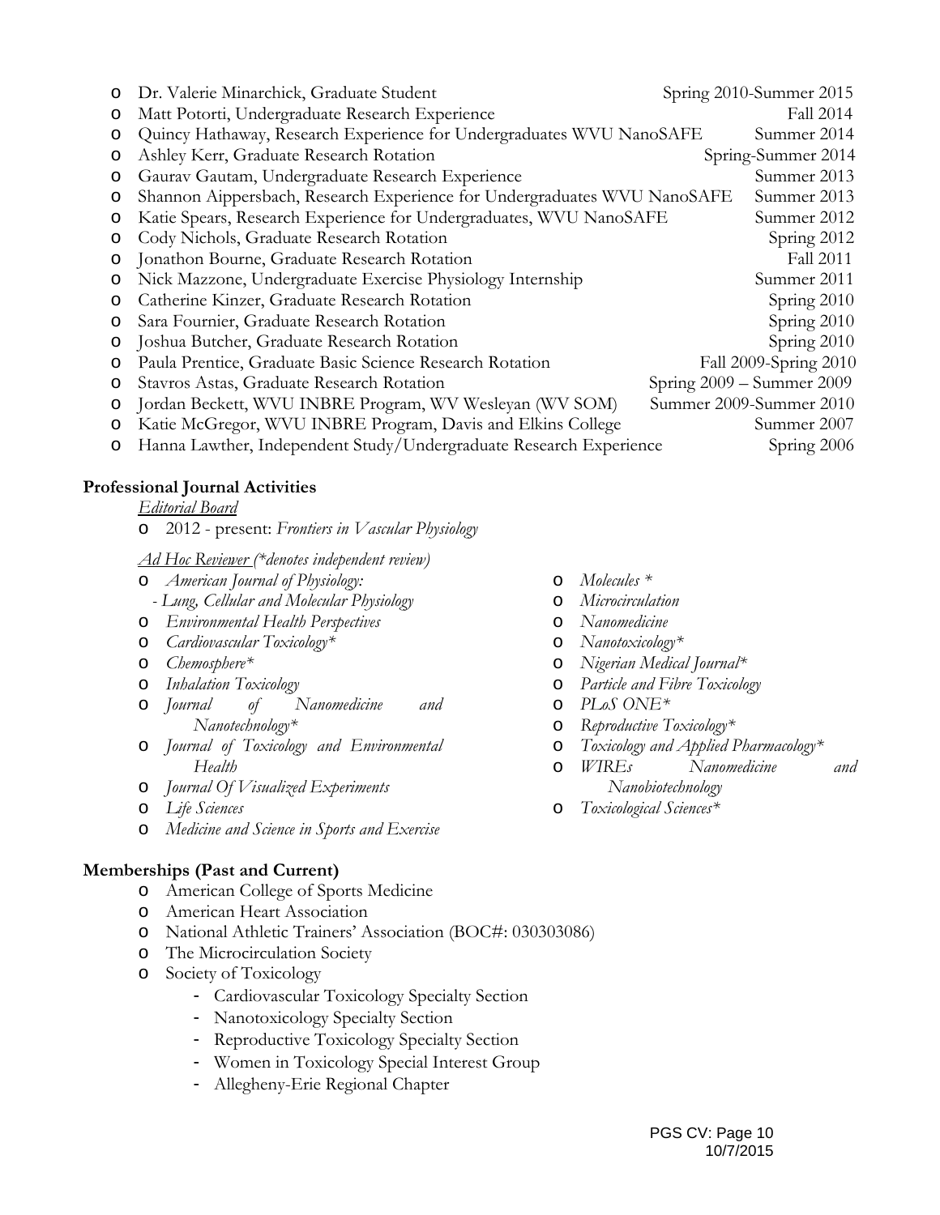- Dr. Valerie Minarchick, Graduate Student — Spring 2010-Summer 2015
- Matt Potorti, Undergraduate Research Experience — Fall 2014
- Quincy Hathaway, Research Experience for Undergraduates WVU NanoSAFE — Summer 2014
- Ashley Kerr, Graduate Research Rotation — Spring-Summer 2014
- Gaurav Gautam, Undergraduate Research Experience — Summer 2013
- Shannon Aippersbach, Research Experience for Undergraduates WVU NanoSAFE — Summer 2013
- Katie Spears, Research Experience for Undergraduates, WVU NanoSAFE — Summer 2012
- Cody Nichols, Graduate Research Rotation — Spring 2012
- Jonathon Bourne, Graduate Research Rotation — Fall 2011
- Nick Mazzone, Undergraduate Exercise Physiology Internship — Summer 2011
- Catherine Kinzer, Graduate Research Rotation — Spring 2010
- Sara Fournier, Graduate Research Rotation — Spring 2010
- Joshua Butcher, Graduate Research Rotation — Spring 2010
- Paula Prentice, Graduate Basic Science Research Rotation — Fall 2009-Spring 2010
- Stavros Astas, Graduate Research Rotation — Spring 2009 – Summer 2009
- Jordan Beckett, WVU INBRE Program, WV Wesleyan (WV SOM) — Summer 2009-Summer 2010
- Katie McGregor, WVU INBRE Program, Davis and Elkins College — Summer 2007
- Hanna Lawther, Independent Study/Undergraduate Research Experience — Spring 2006

## Professional Journal Activities

*Editorial Board*

- 2012 - present: *Frontiers in Vascular Physiology*

*Ad Hoc Reviewer (*denotes independent review)*

- *American Journal of Physiology:*
  - *Lung, Cellular and Molecular Physiology*
- *Environmental Health Perspectives*
- *Cardiovascular Toxicology**
- *Chemosphere**
- *Inhalation Toxicology*
- *Journal of Nanomedicine and Nanotechnology**
- *Journal of Toxicology and Environmental Health*
- *Journal Of Visualized Experiments*
- *Life Sciences*
- *Medicine and Science in Sports and Exercise*
- *Molecules **
- *Microcirculation*
- *Nanomedicine*
- *Nanotoxicology**
- *Nigerian Medical Journal**
- *Particle and Fibre Toxicology*
- *PLoS ONE**
- *Reproductive Toxicology**
- *Toxicology and Applied Pharmacology**
- *WIREs Nanomedicine and Nanobiotechnology*
- *Toxicological Sciences**

## Memberships (Past and Current)

- American College of Sports Medicine
- American Heart Association
- National Athletic Trainers' Association (BOC#: 030303086)
- The Microcirculation Society
- Society of Toxicology
  - Cardiovascular Toxicology Specialty Section
  - Nanotoxicology Specialty Section
  - Reproductive Toxicology Specialty Section
  - Women in Toxicology Special Interest Group
  - Allegheny-Erie Regional Chapter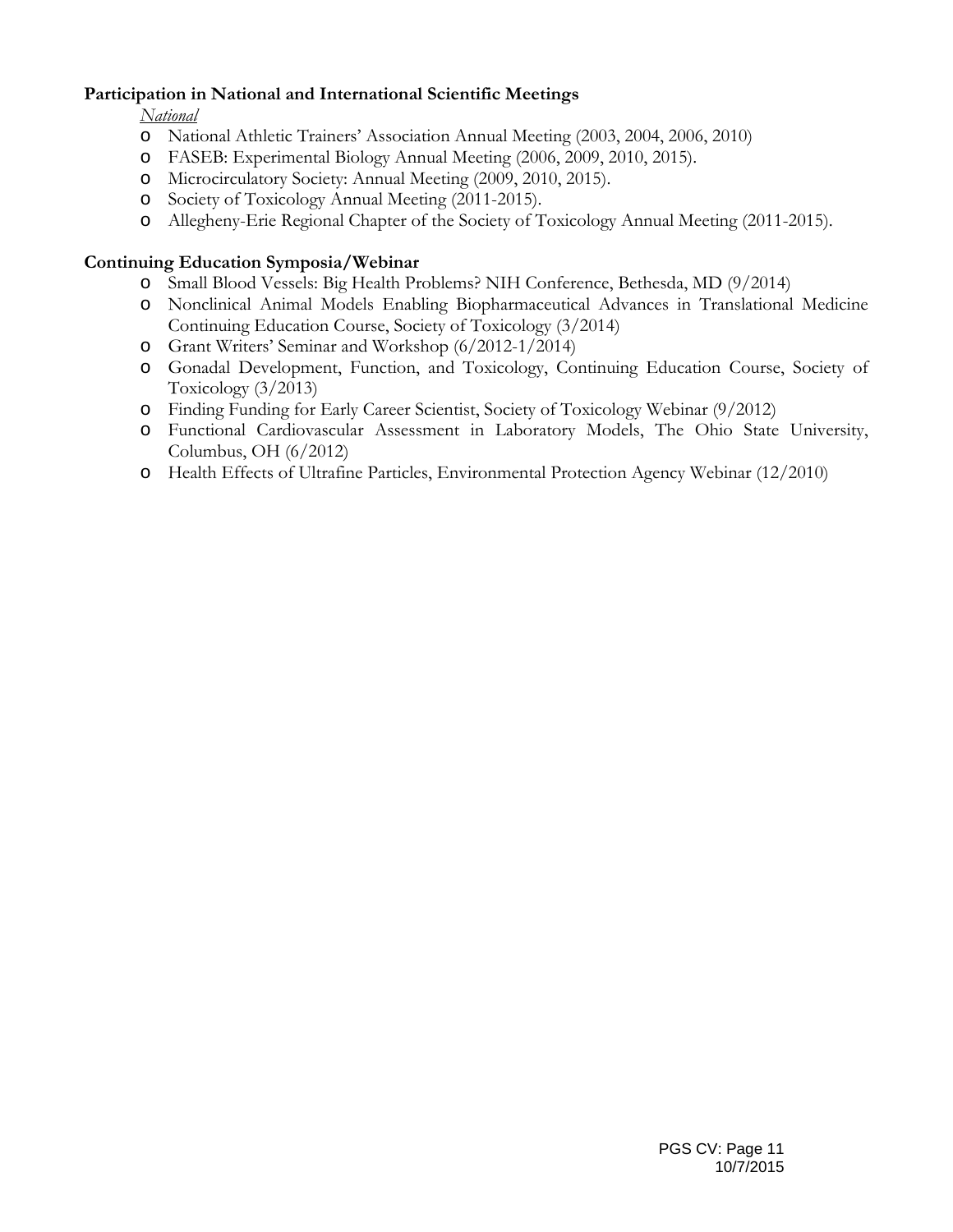**Participation in National and International Scientific Meetings**

*National*

- National Athletic Trainers' Association Annual Meeting (2003, 2004, 2006, 2010)
- FASEB: Experimental Biology Annual Meeting (2006, 2009, 2010, 2015).
- Microcirculatory Society: Annual Meeting (2009, 2010, 2015).
- Society of Toxicology Annual Meeting (2011-2015).
- Allegheny-Erie Regional Chapter of the Society of Toxicology Annual Meeting (2011-2015).

**Continuing Education Symposia/Webinar**

- Small Blood Vessels: Big Health Problems? NIH Conference, Bethesda, MD (9/2014)
- Nonclinical Animal Models Enabling Biopharmaceutical Advances in Translational Medicine Continuing Education Course, Society of Toxicology (3/2014)
- Grant Writers' Seminar and Workshop (6/2012-1/2014)
- Gonadal Development, Function, and Toxicology, Continuing Education Course, Society of Toxicology (3/2013)
- Finding Funding for Early Career Scientist, Society of Toxicology Webinar (9/2012)
- Functional Cardiovascular Assessment in Laboratory Models, The Ohio State University, Columbus, OH (6/2012)
- Health Effects of Ultrafine Particles, Environmental Protection Agency Webinar (12/2010)